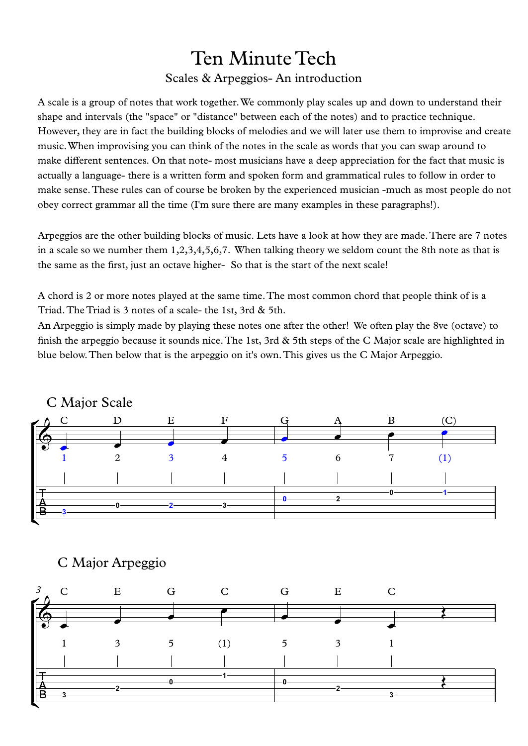# Ten Minute Tech

## Scales & Arpeggios- An introduction

A scale is a group of notes that work together. We commonly play scales up and down to understand their shape and intervals (the "space" or "distance" between each of the notes) and to practice technique. However, they are in fact the building blocks of melodies and we will later use them to improvise and create music. When improvising you can think of the notes in the scale as words that you can swap around to make different sentences. On that note- most musicians have a deep appreciation for the fact that music is actually a language- there is a written form and spoken form and grammatical rules to follow in order to make sense. These rules can of course be broken by the experienced musician -much as most people do not obey correct grammar all the time (I'm sure there are many examples in these paragraphs!).

Arpeggios are the other building blocks of music. Lets have a look at how they are made. There are 7 notes in a scale so we number them 1,2,3,4,5,6,7. When talking theory we seldom count the 8th note as that is the same as the first, just an octave higher- So that is the start of the next scale!

A chord is 2 or more notes played at the same time. The most common chord that people think of is a Triad. The Triad is 3 notes of a scale- the 1st, 3rd & 5th.
An Arpeggio is simply made by playing these notes one after the other! We often play the 8ve (octave) to finish the arpeggio because it sounds nice. The 1st, 3rd & 5th steps of the C Major scale are highlighted in blue below. Then below that is the arpeggio on it's own. This gives us the C Major Arpeggio.

### C Major Scale

| Note | C | D | E | F | G | A | B | (C) |
|---|---|---|---|---|---|---|---|---|
| Degree | 1 | 2 | 3 | 4 | 5 | 6 | 7 | (1) |
| Tab (fret) | 3 | 0 | 2 | 3 | 0 | 2 | 0 | 1 |

### C Major Arpeggio

| Note | C | E | G | C | G | E | C | (rest) |
|---|---|---|---|---|---|---|---|---|
| Degree | 1 | 3 | 5 | (1) | 5 | 3 | 1 | |
| Tab (fret) | 3 | 2 | 0 | 1 | 0 | 2 | 3 | |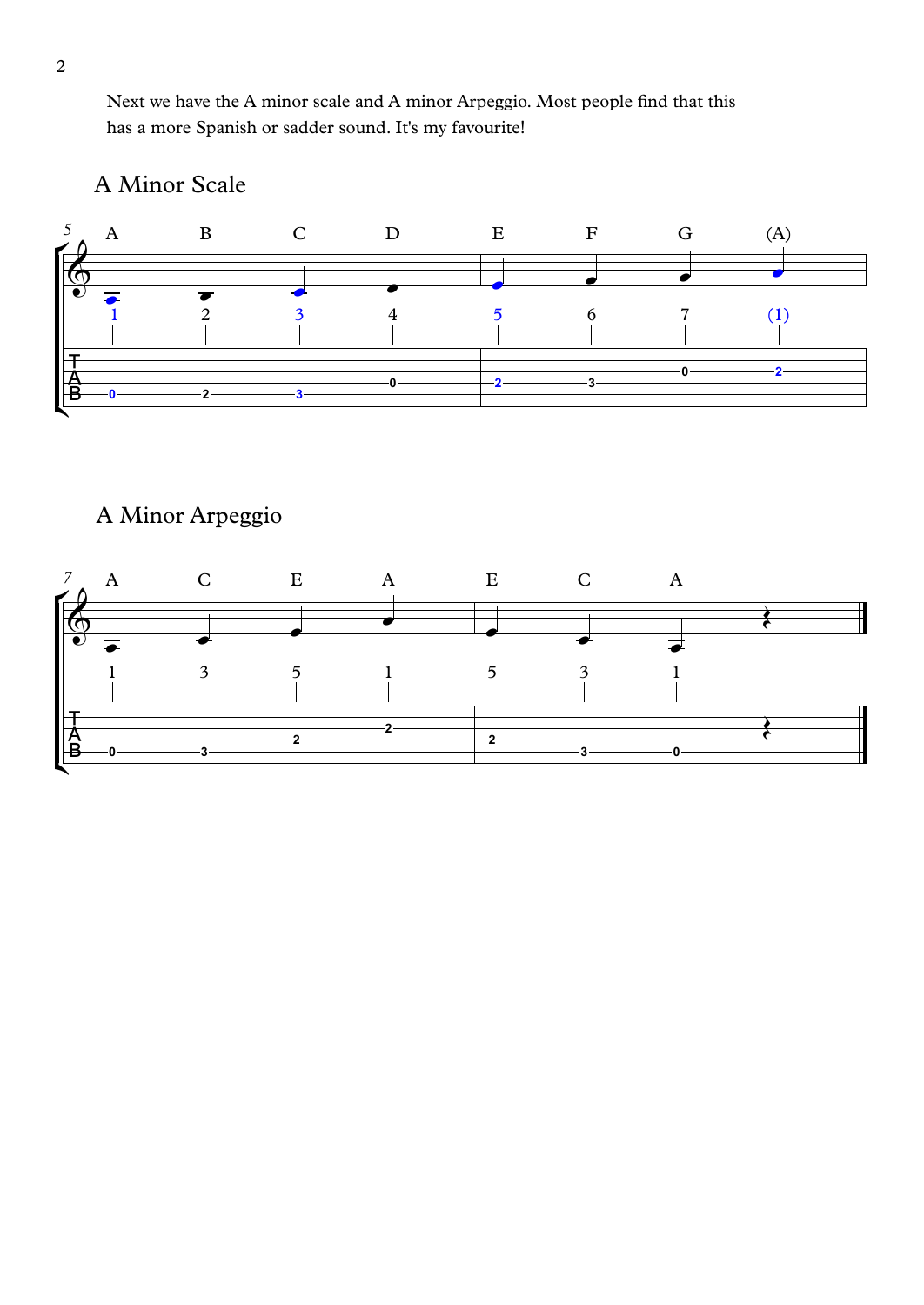Next we have the A minor scale and A minor Arpeggio. Most people find that this has a more Spanish or sadder sound. It's my favourite!

## A Minor Scale

5

A B C D E F G (A)

1 2 3 4 5 6 7 (1)

## A Minor Arpeggio

7

A C E A E C A

1 3 5 1 5 3 1